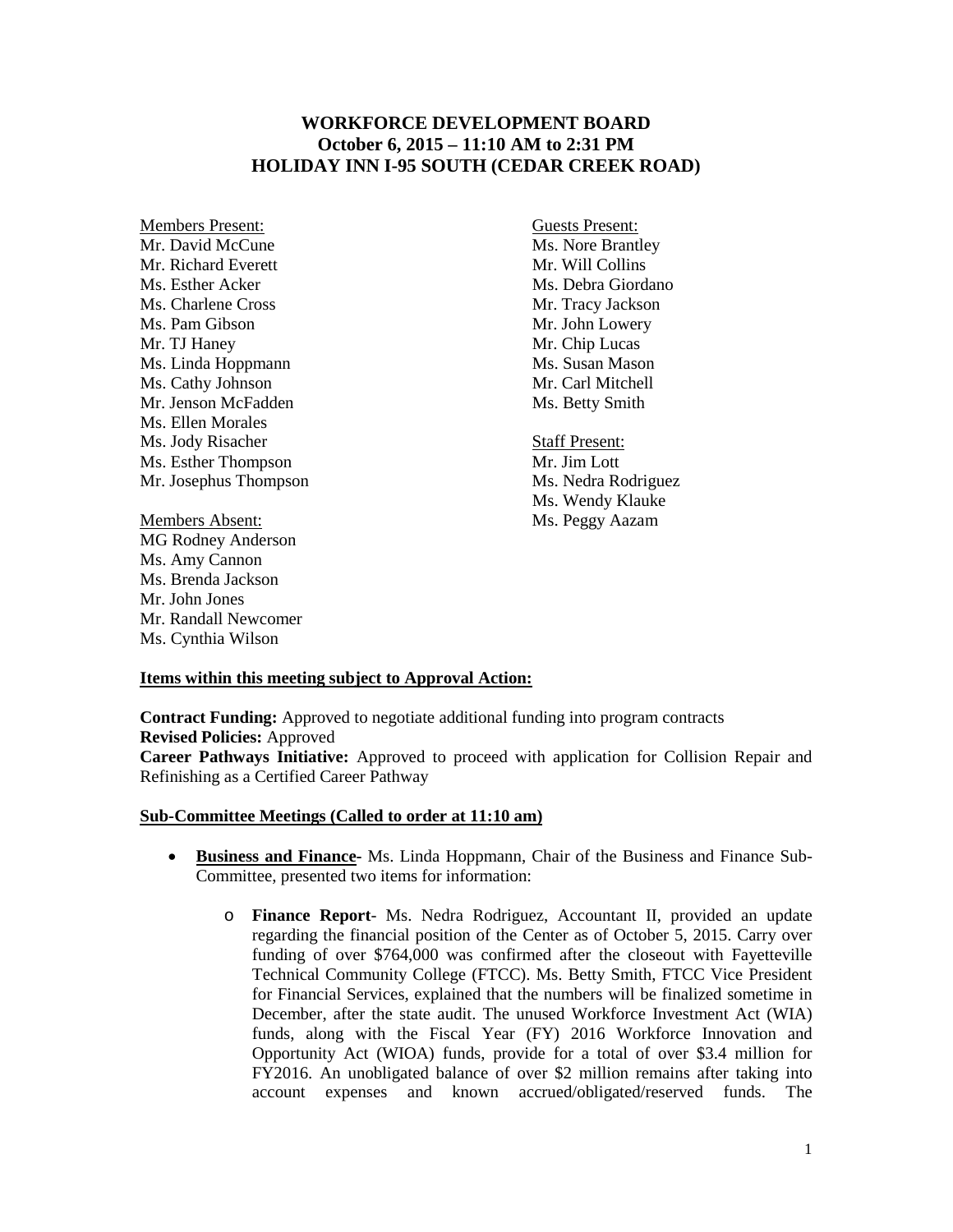# WORKFORCE DEVELOPMENT BOARD
## October 6, 2015 – 11:10 AM to 2:31 PM
## HOLIDAY INN I-95 SOUTH (CEDAR CREEK ROAD)

Members Present:
Mr. David McCune
Mr. Richard Everett
Ms. Esther Acker
Ms. Charlene Cross
Ms. Pam Gibson
Mr. TJ Haney
Ms. Linda Hoppmann
Ms. Cathy Johnson
Mr. Jenson McFadden
Ms. Ellen Morales
Ms. Jody Risacher
Ms. Esther Thompson
Mr. Josephus Thompson

Members Absent:
MG Rodney Anderson
Ms. Amy Cannon
Ms. Brenda Jackson
Mr. John Jones
Mr. Randall Newcomer
Ms. Cynthia Wilson

Guests Present:
Ms. Nore Brantley
Mr. Will Collins
Ms. Debra Giordano
Mr. Tracy Jackson
Mr. John Lowery
Mr. Chip Lucas
Ms. Susan Mason
Mr. Carl Mitchell
Ms. Betty Smith

Staff Present:
Mr. Jim Lott
Ms. Nedra Rodriguez
Ms. Wendy Klauke
Ms. Peggy Aazam

**Items within this meeting subject to Approval Action:**

**Contract Funding:** Approved to negotiate additional funding into program contracts
**Revised Policies:** Approved
**Career Pathways Initiative:** Approved to proceed with application for Collision Repair and Refinishing as a Certified Career Pathway

**Sub-Committee Meetings (Called to order at 11:10 am)**

- **Business and Finance-** Ms. Linda Hoppmann, Chair of the Business and Finance Sub-Committee, presented two items for information:
  - **Finance Report**- Ms. Nedra Rodriguez, Accountant II, provided an update regarding the financial position of the Center as of October 5, 2015. Carry over funding of over $764,000 was confirmed after the closeout with Fayetteville Technical Community College (FTCC). Ms. Betty Smith, FTCC Vice President for Financial Services, explained that the numbers will be finalized sometime in December, after the state audit. The unused Workforce Investment Act (WIA) funds, along with the Fiscal Year (FY) 2016 Workforce Innovation and Opportunity Act (WIOA) funds, provide for a total of over $3.4 million for FY2016. An unobligated balance of over $2 million remains after taking into account expenses and known accrued/obligated/reserved funds. The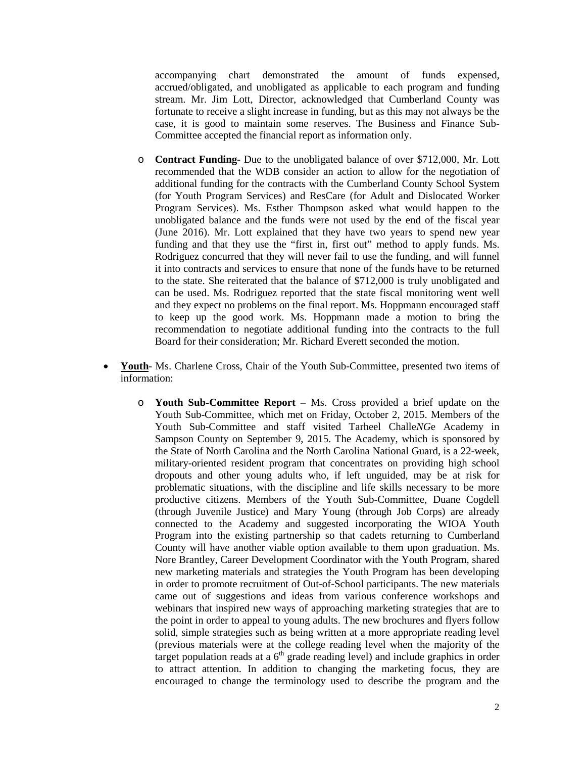accompanying chart demonstrated the amount of funds expensed, accrued/obligated, and unobligated as applicable to each program and funding stream. Mr. Jim Lott, Director, acknowledged that Cumberland County was fortunate to receive a slight increase in funding, but as this may not always be the case, it is good to maintain some reserves. The Business and Finance Sub-Committee accepted the financial report as information only.

  - **Contract Funding**- Due to the unobligated balance of over \$712,000, Mr. Lott recommended that the WDB consider an action to allow for the negotiation of additional funding for the contracts with the Cumberland County School System (for Youth Program Services) and ResCare (for Adult and Dislocated Worker Program Services). Ms. Esther Thompson asked what would happen to the unobligated balance and the funds were not used by the end of the fiscal year (June 2016). Mr. Lott explained that they have two years to spend new year funding and that they use the "first in, first out" method to apply funds. Ms. Rodriguez concurred that they will never fail to use the funding, and will funnel it into contracts and services to ensure that none of the funds have to be returned to the state. She reiterated that the balance of \$712,000 is truly unobligated and can be used. Ms. Rodriguez reported that the state fiscal monitoring went well and they expect no problems on the final report. Ms. Hoppmann encouraged staff to keep up the good work. Ms. Hoppmann made a motion to bring the recommendation to negotiate additional funding into the contracts to the full Board for their consideration; Mr. Richard Everett seconded the motion.

- **<u>Youth</u>**- Ms. Charlene Cross, Chair of the Youth Sub-Committee, presented two items of information:

  - **Youth Sub-Committee Report** – Ms. Cross provided a brief update on the Youth Sub-Committee, which met on Friday, October 2, 2015. Members of the Youth Sub-Committee and staff visited Tarheel Challe*NG*e Academy in Sampson County on September 9, 2015. The Academy, which is sponsored by the State of North Carolina and the North Carolina National Guard, is a 22-week, military-oriented resident program that concentrates on providing high school dropouts and other young adults who, if left unguided, may be at risk for problematic situations, with the discipline and life skills necessary to be more productive citizens. Members of the Youth Sub-Committee, Duane Cogdell (through Juvenile Justice) and Mary Young (through Job Corps) are already connected to the Academy and suggested incorporating the WIOA Youth Program into the existing partnership so that cadets returning to Cumberland County will have another viable option available to them upon graduation. Ms. Nore Brantley, Career Development Coordinator with the Youth Program, shared new marketing materials and strategies the Youth Program has been developing in order to promote recruitment of Out-of-School participants. The new materials came out of suggestions and ideas from various conference workshops and webinars that inspired new ways of approaching marketing strategies that are to the point in order to appeal to young adults. The new brochures and flyers follow solid, simple strategies such as being written at a more appropriate reading level (previous materials were at the college reading level when the majority of the target population reads at a 6th grade reading level) and include graphics in order to attract attention. In addition to changing the marketing focus, they are encouraged to change the terminology used to describe the program and the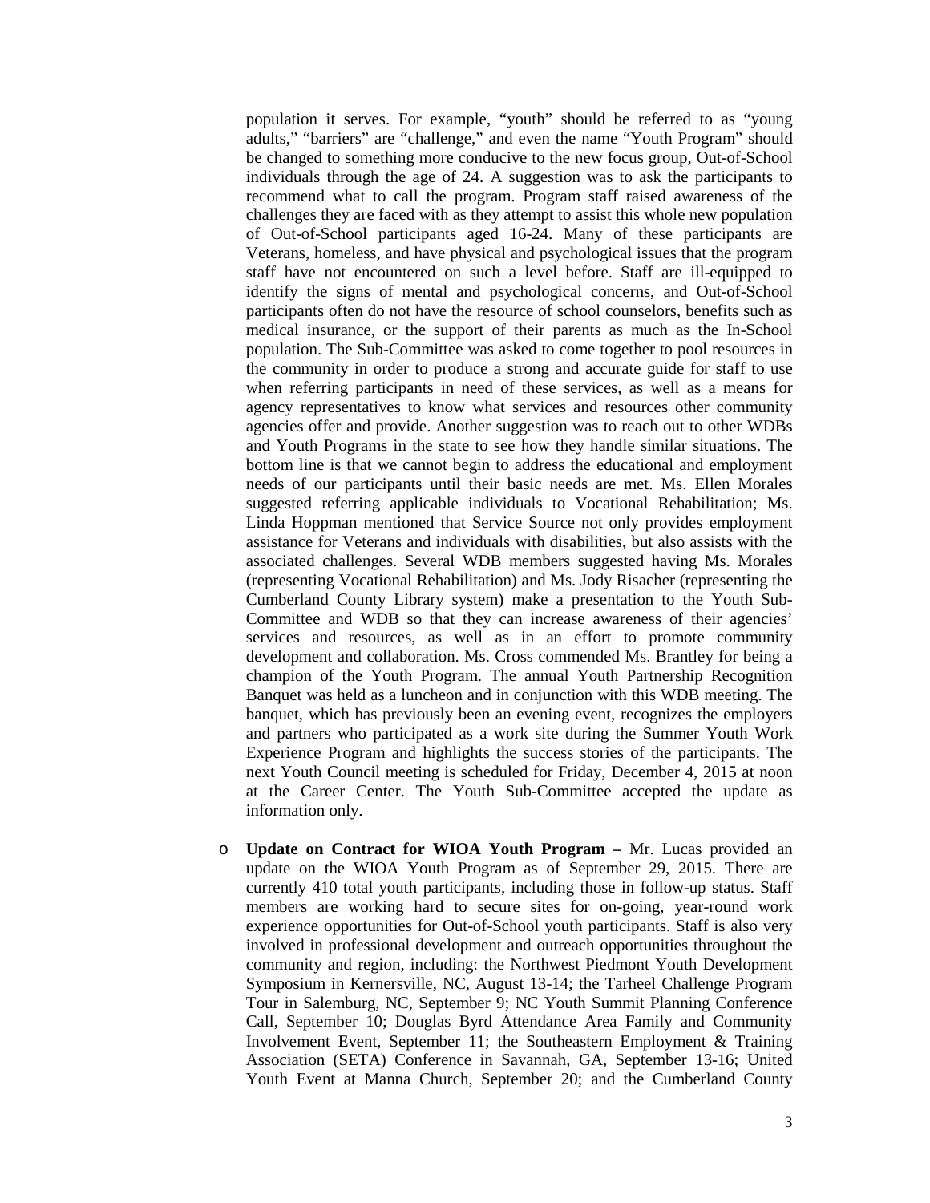population it serves. For example, "youth" should be referred to as "young adults," "barriers" are "challenge," and even the name "Youth Program" should be changed to something more conducive to the new focus group, Out-of-School individuals through the age of 24. A suggestion was to ask the participants to recommend what to call the program. Program staff raised awareness of the challenges they are faced with as they attempt to assist this whole new population of Out-of-School participants aged 16-24. Many of these participants are Veterans, homeless, and have physical and psychological issues that the program staff have not encountered on such a level before. Staff are ill-equipped to identify the signs of mental and psychological concerns, and Out-of-School participants often do not have the resource of school counselors, benefits such as medical insurance, or the support of their parents as much as the In-School population. The Sub-Committee was asked to come together to pool resources in the community in order to produce a strong and accurate guide for staff to use when referring participants in need of these services, as well as a means for agency representatives to know what services and resources other community agencies offer and provide. Another suggestion was to reach out to other WDBs and Youth Programs in the state to see how they handle similar situations. The bottom line is that we cannot begin to address the educational and employment needs of our participants until their basic needs are met. Ms. Ellen Morales suggested referring applicable individuals to Vocational Rehabilitation; Ms. Linda Hoppman mentioned that Service Source not only provides employment assistance for Veterans and individuals with disabilities, but also assists with the associated challenges. Several WDB members suggested having Ms. Morales (representing Vocational Rehabilitation) and Ms. Jody Risacher (representing the Cumberland County Library system) make a presentation to the Youth Sub-Committee and WDB so that they can increase awareness of their agencies' services and resources, as well as in an effort to promote community development and collaboration. Ms. Cross commended Ms. Brantley for being a champion of the Youth Program. The annual Youth Partnership Recognition Banquet was held as a luncheon and in conjunction with this WDB meeting. The banquet, which has previously been an evening event, recognizes the employers and partners who participated as a work site during the Summer Youth Work Experience Program and highlights the success stories of the participants. The next Youth Council meeting is scheduled for Friday, December 4, 2015 at noon at the Career Center. The Youth Sub-Committee accepted the update as information only.

- **Update on Contract for WIOA Youth Program –** Mr. Lucas provided an update on the WIOA Youth Program as of September 29, 2015. There are currently 410 total youth participants, including those in follow-up status. Staff members are working hard to secure sites for on-going, year-round work experience opportunities for Out-of-School youth participants. Staff is also very involved in professional development and outreach opportunities throughout the community and region, including: the Northwest Piedmont Youth Development Symposium in Kernersville, NC, August 13-14; the Tarheel Challenge Program Tour in Salemburg, NC, September 9; NC Youth Summit Planning Conference Call, September 10; Douglas Byrd Attendance Area Family and Community Involvement Event, September 11; the Southeastern Employment & Training Association (SETA) Conference in Savannah, GA, September 13-16; United Youth Event at Manna Church, September 20; and the Cumberland County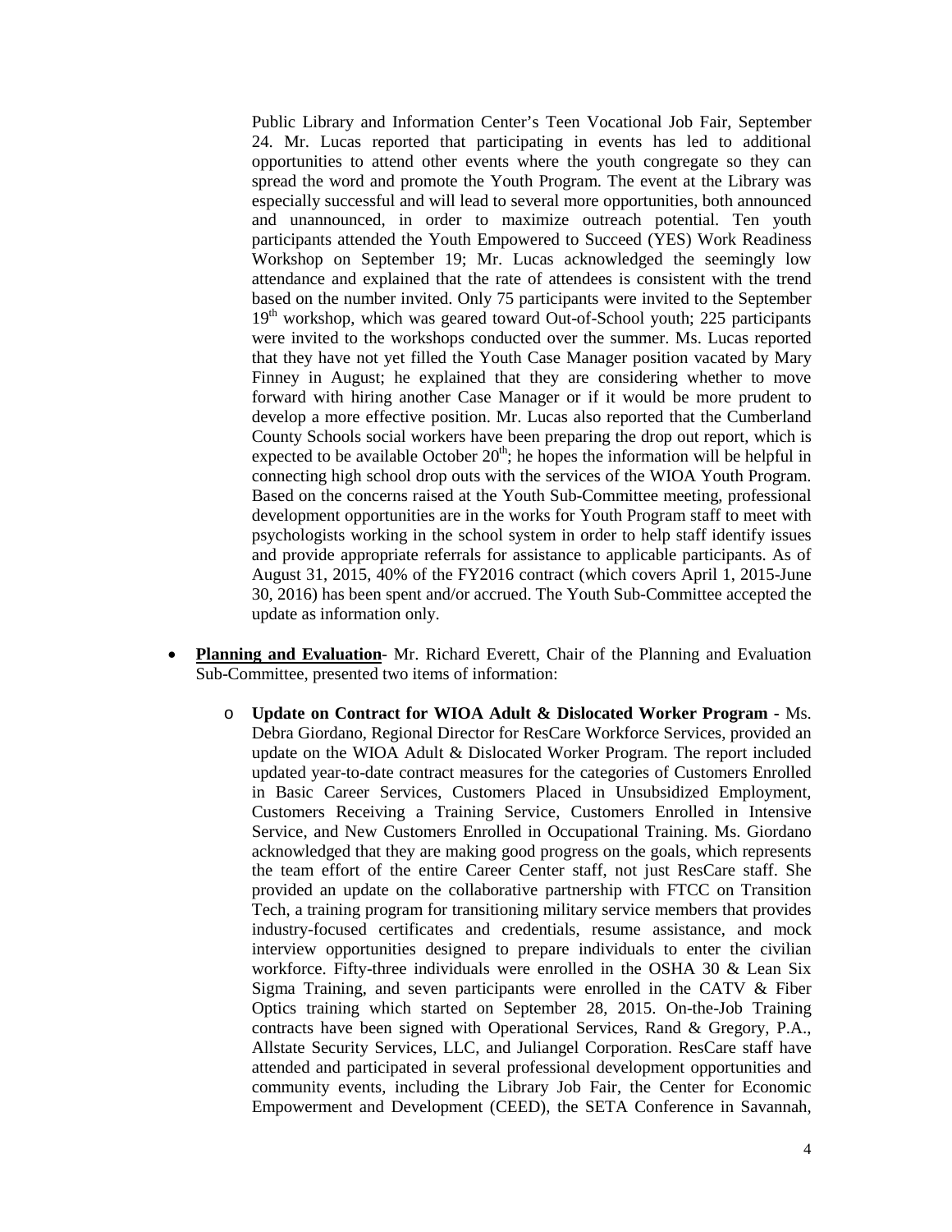Public Library and Information Center's Teen Vocational Job Fair, September 24. Mr. Lucas reported that participating in events has led to additional opportunities to attend other events where the youth congregate so they can spread the word and promote the Youth Program. The event at the Library was especially successful and will lead to several more opportunities, both announced and unannounced, in order to maximize outreach potential. Ten youth participants attended the Youth Empowered to Succeed (YES) Work Readiness Workshop on September 19; Mr. Lucas acknowledged the seemingly low attendance and explained that the rate of attendees is consistent with the trend based on the number invited. Only 75 participants were invited to the September 19th workshop, which was geared toward Out-of-School youth; 225 participants were invited to the workshops conducted over the summer. Ms. Lucas reported that they have not yet filled the Youth Case Manager position vacated by Mary Finney in August; he explained that they are considering whether to move forward with hiring another Case Manager or if it would be more prudent to develop a more effective position. Mr. Lucas also reported that the Cumberland County Schools social workers have been preparing the drop out report, which is expected to be available October 20th; he hopes the information will be helpful in connecting high school drop outs with the services of the WIOA Youth Program. Based on the concerns raised at the Youth Sub-Committee meeting, professional development opportunities are in the works for Youth Program staff to meet with psychologists working in the school system in order to help staff identify issues and provide appropriate referrals for assistance to applicable participants. As of August 31, 2015, 40% of the FY2016 contract (which covers April 1, 2015-June 30, 2016) has been spent and/or accrued. The Youth Sub-Committee accepted the update as information only.

- **Planning and Evaluation**- Mr. Richard Everett, Chair of the Planning and Evaluation Sub-Committee, presented two items of information:
    - **Update on Contract for WIOA Adult & Dislocated Worker Program** - Ms. Debra Giordano, Regional Director for ResCare Workforce Services, provided an update on the WIOA Adult & Dislocated Worker Program. The report included updated year-to-date contract measures for the categories of Customers Enrolled in Basic Career Services, Customers Placed in Unsubsidized Employment, Customers Receiving a Training Service, Customers Enrolled in Intensive Service, and New Customers Enrolled in Occupational Training. Ms. Giordano acknowledged that they are making good progress on the goals, which represents the team effort of the entire Career Center staff, not just ResCare staff. She provided an update on the collaborative partnership with FTCC on Transition Tech, a training program for transitioning military service members that provides industry-focused certificates and credentials, resume assistance, and mock interview opportunities designed to prepare individuals to enter the civilian workforce. Fifty-three individuals were enrolled in the OSHA 30 & Lean Six Sigma Training, and seven participants were enrolled in the CATV & Fiber Optics training which started on September 28, 2015. On-the-Job Training contracts have been signed with Operational Services, Rand & Gregory, P.A., Allstate Security Services, LLC, and Juliangel Corporation. ResCare staff have attended and participated in several professional development opportunities and community events, including the Library Job Fair, the Center for Economic Empowerment and Development (CEED), the SETA Conference in Savannah,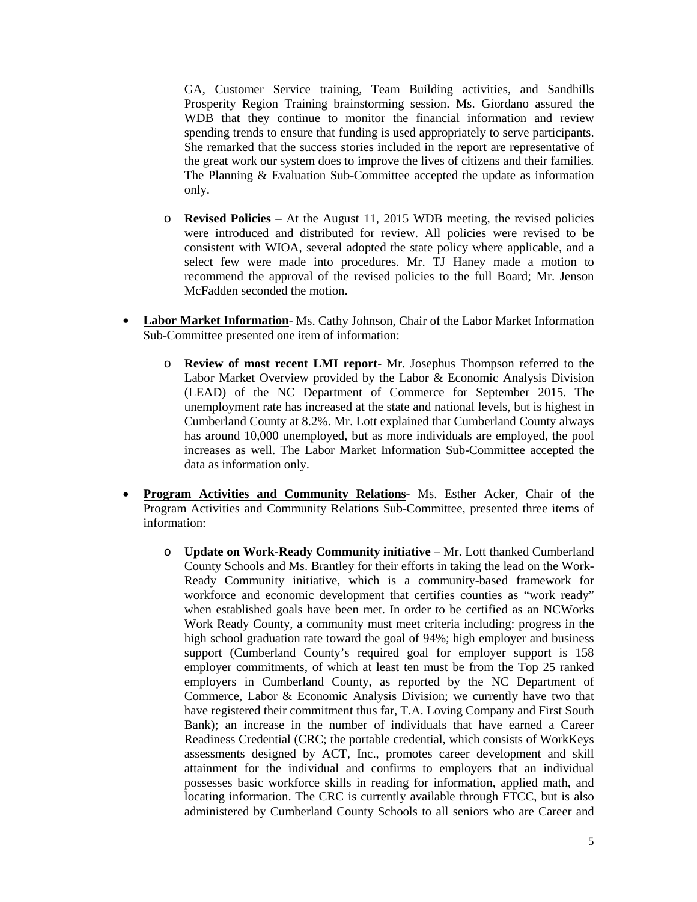GA, Customer Service training, Team Building activities, and Sandhills Prosperity Region Training brainstorming session. Ms. Giordano assured the WDB that they continue to monitor the financial information and review spending trends to ensure that funding is used appropriately to serve participants. She remarked that the success stories included in the report are representative of the great work our system does to improve the lives of citizens and their families. The Planning & Evaluation Sub-Committee accepted the update as information only.

- **Revised Policies** – At the August 11, 2015 WDB meeting, the revised policies were introduced and distributed for review. All policies were revised to be consistent with WIOA, several adopted the state policy where applicable, and a select few were made into procedures. Mr. TJ Haney made a motion to recommend the approval of the revised policies to the full Board; Mr. Jenson McFadden seconded the motion.

- **Labor Market Information**- Ms. Cathy Johnson, Chair of the Labor Market Information Sub-Committee presented one item of information:
  - **Review of most recent LMI report**- Mr. Josephus Thompson referred to the Labor Market Overview provided by the Labor & Economic Analysis Division (LEAD) of the NC Department of Commerce for September 2015. The unemployment rate has increased at the state and national levels, but is highest in Cumberland County at 8.2%. Mr. Lott explained that Cumberland County always has around 10,000 unemployed, but as more individuals are employed, the pool increases as well. The Labor Market Information Sub-Committee accepted the data as information only.

- **Program Activities and Community Relations**- Ms. Esther Acker, Chair of the Program Activities and Community Relations Sub-Committee, presented three items of information:
  - **Update on Work-Ready Community initiative** – Mr. Lott thanked Cumberland County Schools and Ms. Brantley for their efforts in taking the lead on the Work-Ready Community initiative, which is a community-based framework for workforce and economic development that certifies counties as "work ready" when established goals have been met. In order to be certified as an NCWorks Work Ready County, a community must meet criteria including: progress in the high school graduation rate toward the goal of 94%; high employer and business support (Cumberland County's required goal for employer support is 158 employer commitments, of which at least ten must be from the Top 25 ranked employers in Cumberland County, as reported by the NC Department of Commerce, Labor & Economic Analysis Division; we currently have two that have registered their commitment thus far, T.A. Loving Company and First South Bank); an increase in the number of individuals that have earned a Career Readiness Credential (CRC; the portable credential, which consists of WorkKeys assessments designed by ACT, Inc., promotes career development and skill attainment for the individual and confirms to employers that an individual possesses basic workforce skills in reading for information, applied math, and locating information. The CRC is currently available through FTCC, but is also administered by Cumberland County Schools to all seniors who are Career and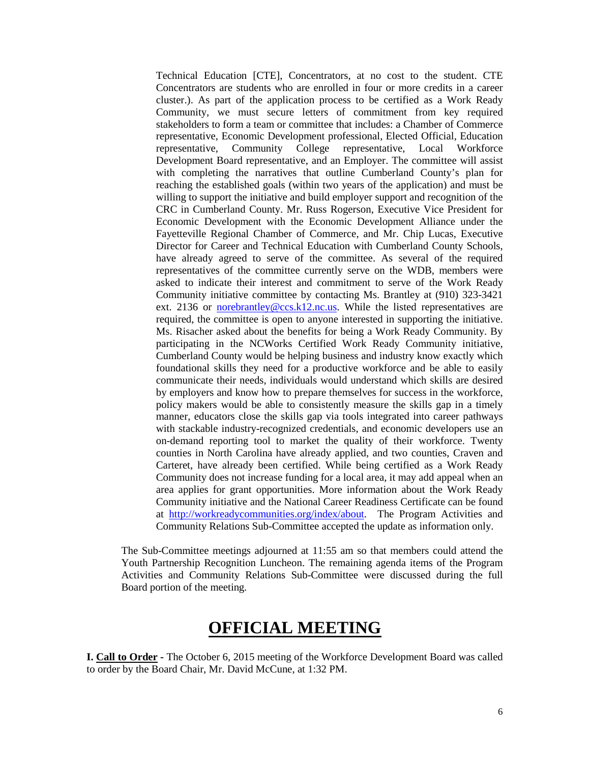Technical Education [CTE], Concentrators, at no cost to the student. CTE Concentrators are students who are enrolled in four or more credits in a career cluster.). As part of the application process to be certified as a Work Ready Community, we must secure letters of commitment from key required stakeholders to form a team or committee that includes: a Chamber of Commerce representative, Economic Development professional, Elected Official, Education representative, Community College representative, Local Workforce Development Board representative, and an Employer. The committee will assist with completing the narratives that outline Cumberland County's plan for reaching the established goals (within two years of the application) and must be willing to support the initiative and build employer support and recognition of the CRC in Cumberland County. Mr. Russ Rogerson, Executive Vice President for Economic Development with the Economic Development Alliance under the Fayetteville Regional Chamber of Commerce, and Mr. Chip Lucas, Executive Director for Career and Technical Education with Cumberland County Schools, have already agreed to serve of the committee. As several of the required representatives of the committee currently serve on the WDB, members were asked to indicate their interest and commitment to serve of the Work Ready Community initiative committee by contacting Ms. Brantley at (910) 323-3421 ext. 2136 or norebrantley@ccs.k12.nc.us. While the listed representatives are required, the committee is open to anyone interested in supporting the initiative. Ms. Risacher asked about the benefits for being a Work Ready Community. By participating in the NCWorks Certified Work Ready Community initiative, Cumberland County would be helping business and industry know exactly which foundational skills they need for a productive workforce and be able to easily communicate their needs, individuals would understand which skills are desired by employers and know how to prepare themselves for success in the workforce, policy makers would be able to consistently measure the skills gap in a timely manner, educators close the skills gap via tools integrated into career pathways with stackable industry-recognized credentials, and economic developers use an on-demand reporting tool to market the quality of their workforce. Twenty counties in North Carolina have already applied, and two counties, Craven and Carteret, have already been certified. While being certified as a Work Ready Community does not increase funding for a local area, it may add appeal when an area applies for grant opportunities. More information about the Work Ready Community initiative and the National Career Readiness Certificate can be found at http://workreadycommunities.org/index/about. The Program Activities and Community Relations Sub-Committee accepted the update as information only.

The Sub-Committee meetings adjourned at 11:55 am so that members could attend the Youth Partnership Recognition Luncheon. The remaining agenda items of the Program Activities and Community Relations Sub-Committee were discussed during the full Board portion of the meeting.

# OFFICIAL MEETING

**I. Call to Order -** The October 6, 2015 meeting of the Workforce Development Board was called to order by the Board Chair, Mr. David McCune, at 1:32 PM.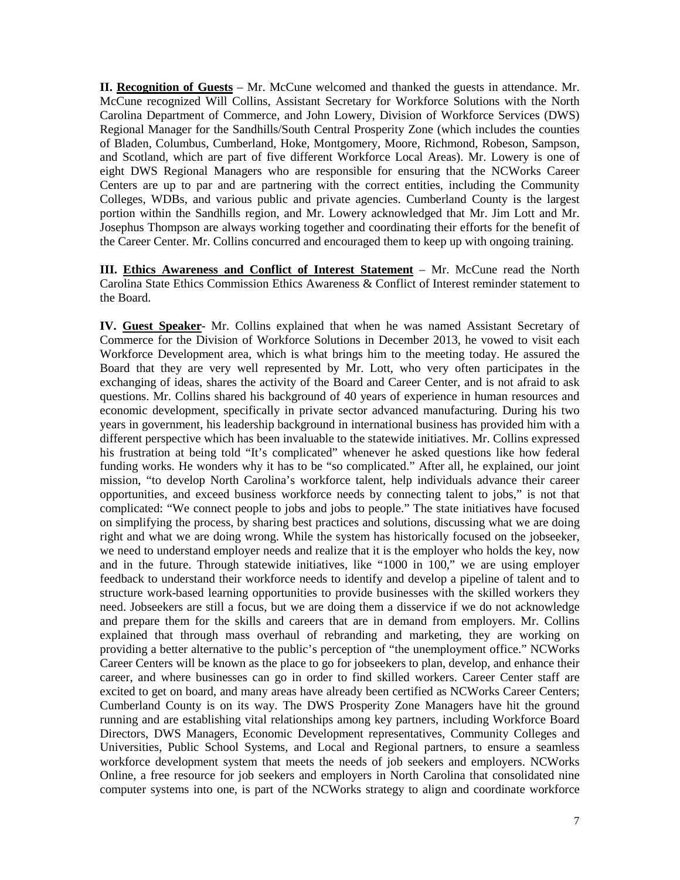**II. Recognition of Guests** – Mr. McCune welcomed and thanked the guests in attendance. Mr. McCune recognized Will Collins, Assistant Secretary for Workforce Solutions with the North Carolina Department of Commerce, and John Lowery, Division of Workforce Services (DWS) Regional Manager for the Sandhills/South Central Prosperity Zone (which includes the counties of Bladen, Columbus, Cumberland, Hoke, Montgomery, Moore, Richmond, Robeson, Sampson, and Scotland, which are part of five different Workforce Local Areas). Mr. Lowery is one of eight DWS Regional Managers who are responsible for ensuring that the NCWorks Career Centers are up to par and are partnering with the correct entities, including the Community Colleges, WDBs, and various public and private agencies. Cumberland County is the largest portion within the Sandhills region, and Mr. Lowery acknowledged that Mr. Jim Lott and Mr. Josephus Thompson are always working together and coordinating their efforts for the benefit of the Career Center. Mr. Collins concurred and encouraged them to keep up with ongoing training.

**III. Ethics Awareness and Conflict of Interest Statement** – Mr. McCune read the North Carolina State Ethics Commission Ethics Awareness & Conflict of Interest reminder statement to the Board.

**IV. Guest Speaker**- Mr. Collins explained that when he was named Assistant Secretary of Commerce for the Division of Workforce Solutions in December 2013, he vowed to visit each Workforce Development area, which is what brings him to the meeting today. He assured the Board that they are very well represented by Mr. Lott, who very often participates in the exchanging of ideas, shares the activity of the Board and Career Center, and is not afraid to ask questions. Mr. Collins shared his background of 40 years of experience in human resources and economic development, specifically in private sector advanced manufacturing. During his two years in government, his leadership background in international business has provided him with a different perspective which has been invaluable to the statewide initiatives. Mr. Collins expressed his frustration at being told "It's complicated" whenever he asked questions like how federal funding works. He wonders why it has to be "so complicated." After all, he explained, our joint mission, "to develop North Carolina's workforce talent, help individuals advance their career opportunities, and exceed business workforce needs by connecting talent to jobs," is not that complicated: "We connect people to jobs and jobs to people." The state initiatives have focused on simplifying the process, by sharing best practices and solutions, discussing what we are doing right and what we are doing wrong. While the system has historically focused on the jobseeker, we need to understand employer needs and realize that it is the employer who holds the key, now and in the future. Through statewide initiatives, like "1000 in 100," we are using employer feedback to understand their workforce needs to identify and develop a pipeline of talent and to structure work-based learning opportunities to provide businesses with the skilled workers they need. Jobseekers are still a focus, but we are doing them a disservice if we do not acknowledge and prepare them for the skills and careers that are in demand from employers. Mr. Collins explained that through mass overhaul of rebranding and marketing, they are working on providing a better alternative to the public's perception of "the unemployment office." NCWorks Career Centers will be known as the place to go for jobseekers to plan, develop, and enhance their career, and where businesses can go in order to find skilled workers. Career Center staff are excited to get on board, and many areas have already been certified as NCWorks Career Centers; Cumberland County is on its way. The DWS Prosperity Zone Managers have hit the ground running and are establishing vital relationships among key partners, including Workforce Board Directors, DWS Managers, Economic Development representatives, Community Colleges and Universities, Public School Systems, and Local and Regional partners, to ensure a seamless workforce development system that meets the needs of job seekers and employers. NCWorks Online, a free resource for job seekers and employers in North Carolina that consolidated nine computer systems into one, is part of the NCWorks strategy to align and coordinate workforce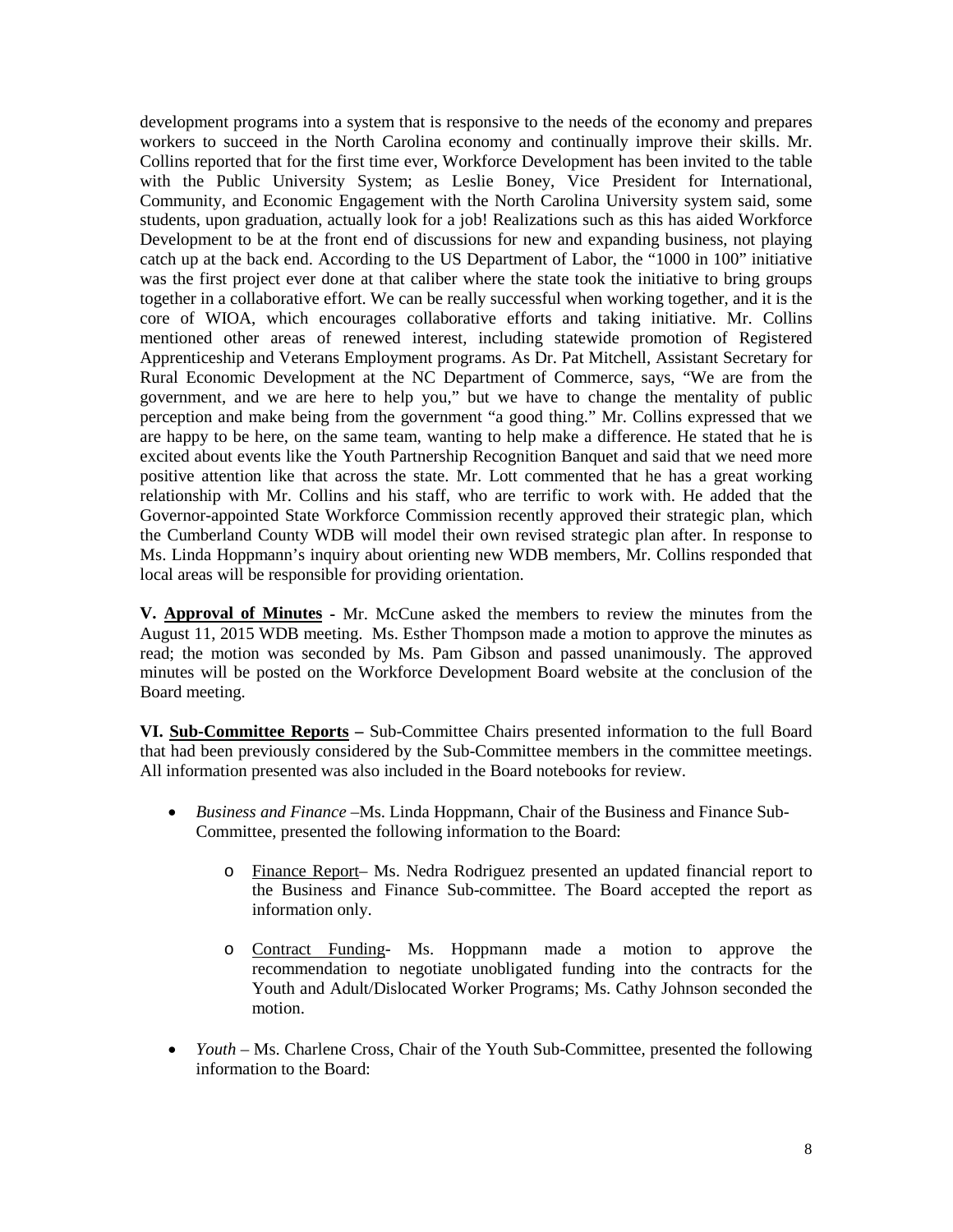development programs into a system that is responsive to the needs of the economy and prepares workers to succeed in the North Carolina economy and continually improve their skills. Mr. Collins reported that for the first time ever, Workforce Development has been invited to the table with the Public University System; as Leslie Boney, Vice President for International, Community, and Economic Engagement with the North Carolina University system said, some students, upon graduation, actually look for a job! Realizations such as this has aided Workforce Development to be at the front end of discussions for new and expanding business, not playing catch up at the back end. According to the US Department of Labor, the "1000 in 100" initiative was the first project ever done at that caliber where the state took the initiative to bring groups together in a collaborative effort. We can be really successful when working together, and it is the core of WIOA, which encourages collaborative efforts and taking initiative. Mr. Collins mentioned other areas of renewed interest, including statewide promotion of Registered Apprenticeship and Veterans Employment programs. As Dr. Pat Mitchell, Assistant Secretary for Rural Economic Development at the NC Department of Commerce, says, "We are from the government, and we are here to help you," but we have to change the mentality of public perception and make being from the government "a good thing." Mr. Collins expressed that we are happy to be here, on the same team, wanting to help make a difference. He stated that he is excited about events like the Youth Partnership Recognition Banquet and said that we need more positive attention like that across the state. Mr. Lott commented that he has a great working relationship with Mr. Collins and his staff, who are terrific to work with. He added that the Governor-appointed State Workforce Commission recently approved their strategic plan, which the Cumberland County WDB will model their own revised strategic plan after. In response to Ms. Linda Hoppmann's inquiry about orienting new WDB members, Mr. Collins responded that local areas will be responsible for providing orientation.

**V. Approval of Minutes -** Mr. McCune asked the members to review the minutes from the August 11, 2015 WDB meeting. Ms. Esther Thompson made a motion to approve the minutes as read; the motion was seconded by Ms. Pam Gibson and passed unanimously. The approved minutes will be posted on the Workforce Development Board website at the conclusion of the Board meeting.

**VI. Sub-Committee Reports –** Sub-Committee Chairs presented information to the full Board that had been previously considered by the Sub-Committee members in the committee meetings. All information presented was also included in the Board notebooks for review.

- *Business and Finance* –Ms. Linda Hoppmann, Chair of the Business and Finance Sub-Committee, presented the following information to the Board:
  - Finance Report– Ms. Nedra Rodriguez presented an updated financial report to the Business and Finance Sub-committee. The Board accepted the report as information only.
  - Contract Funding- Ms. Hoppmann made a motion to approve the recommendation to negotiate unobligated funding into the contracts for the Youth and Adult/Dislocated Worker Programs; Ms. Cathy Johnson seconded the motion.
- *Youth* – Ms. Charlene Cross, Chair of the Youth Sub-Committee, presented the following information to the Board: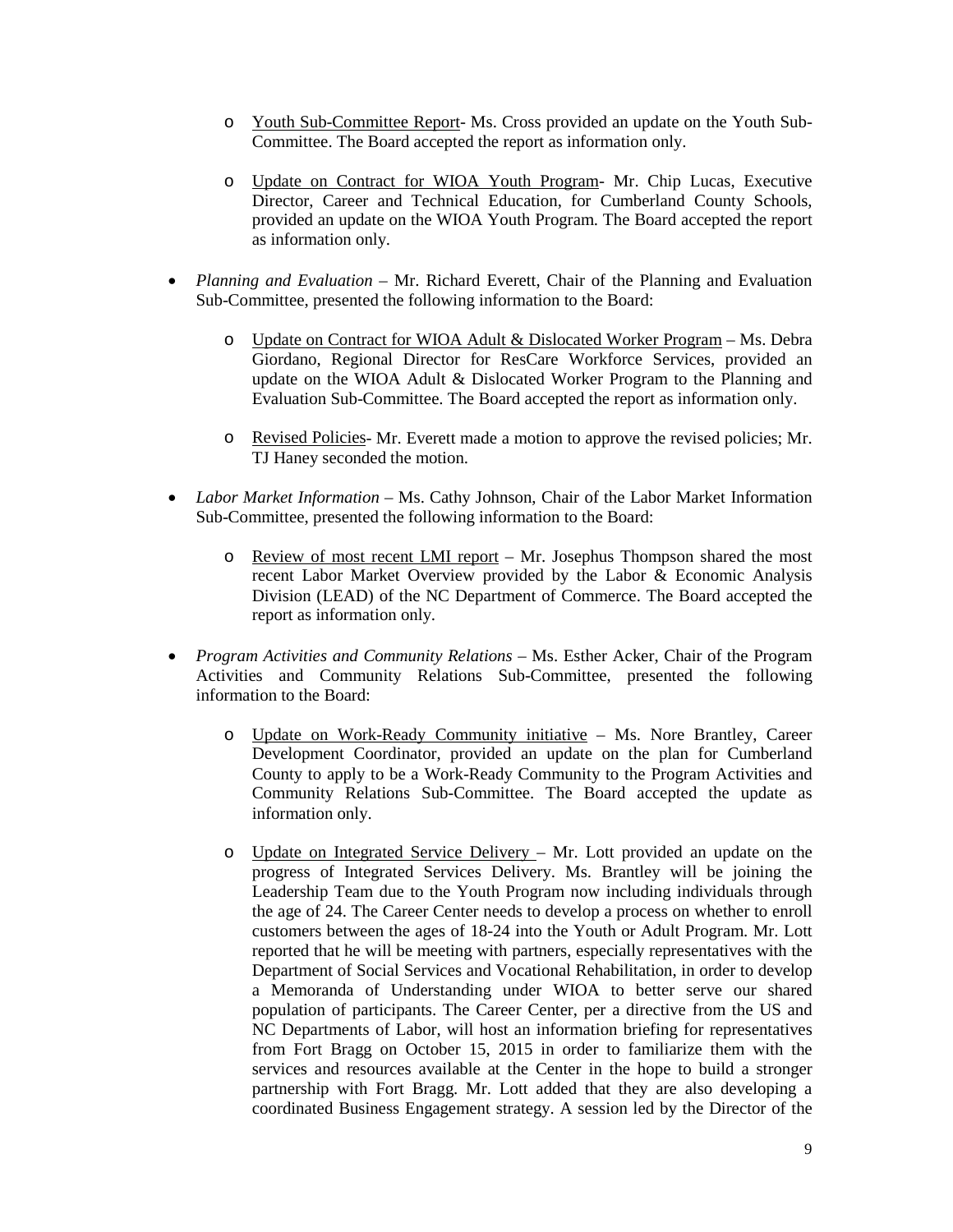- Youth Sub-Committee Report- Ms. Cross provided an update on the Youth Sub-Committee. The Board accepted the report as information only.
- Update on Contract for WIOA Youth Program- Mr. Chip Lucas, Executive Director, Career and Technical Education, for Cumberland County Schools, provided an update on the WIOA Youth Program. The Board accepted the report as information only.

- *Planning and Evaluation* – Mr. Richard Everett, Chair of the Planning and Evaluation Sub-Committee, presented the following information to the Board:
  - Update on Contract for WIOA Adult & Dislocated Worker Program – Ms. Debra Giordano, Regional Director for ResCare Workforce Services, provided an update on the WIOA Adult & Dislocated Worker Program to the Planning and Evaluation Sub-Committee. The Board accepted the report as information only.
  - Revised Policies- Mr. Everett made a motion to approve the revised policies; Mr. TJ Haney seconded the motion.

- *Labor Market Information* – Ms. Cathy Johnson, Chair of the Labor Market Information Sub-Committee, presented the following information to the Board:
  - Review of most recent LMI report – Mr. Josephus Thompson shared the most recent Labor Market Overview provided by the Labor & Economic Analysis Division (LEAD) of the NC Department of Commerce. The Board accepted the report as information only.

- *Program Activities and Community Relations* – Ms. Esther Acker, Chair of the Program Activities and Community Relations Sub-Committee, presented the following information to the Board:
  - Update on Work-Ready Community initiative – Ms. Nore Brantley, Career Development Coordinator, provided an update on the plan for Cumberland County to apply to be a Work-Ready Community to the Program Activities and Community Relations Sub-Committee. The Board accepted the update as information only.
  - Update on Integrated Service Delivery – Mr. Lott provided an update on the progress of Integrated Services Delivery. Ms. Brantley will be joining the Leadership Team due to the Youth Program now including individuals through the age of 24. The Career Center needs to develop a process on whether to enroll customers between the ages of 18-24 into the Youth or Adult Program. Mr. Lott reported that he will be meeting with partners, especially representatives with the Department of Social Services and Vocational Rehabilitation, in order to develop a Memoranda of Understanding under WIOA to better serve our shared population of participants. The Career Center, per a directive from the US and NC Departments of Labor, will host an information briefing for representatives from Fort Bragg on October 15, 2015 in order to familiarize them with the services and resources available at the Center in the hope to build a stronger partnership with Fort Bragg. Mr. Lott added that they are also developing a coordinated Business Engagement strategy. A session led by the Director of the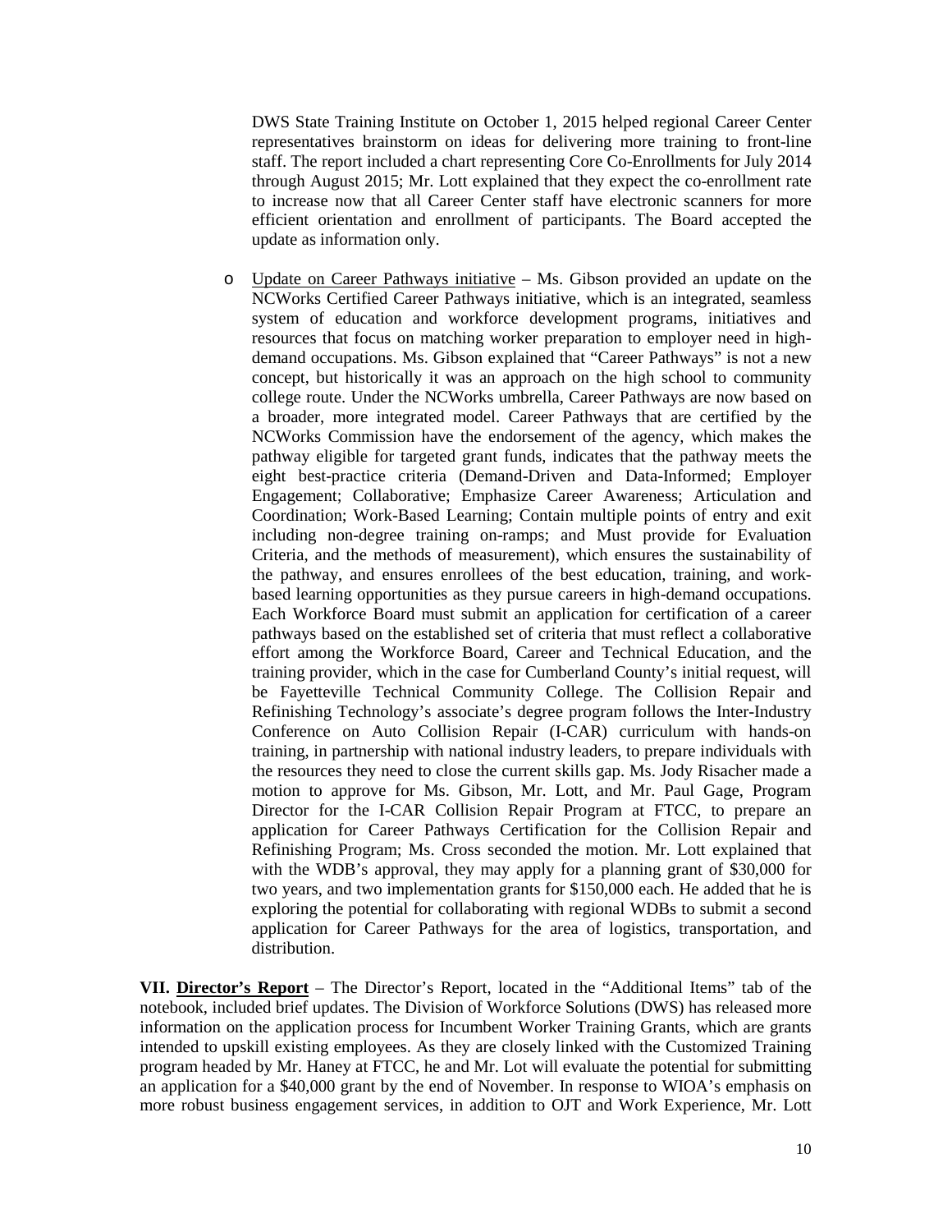DWS State Training Institute on October 1, 2015 helped regional Career Center representatives brainstorm on ideas for delivering more training to front-line staff. The report included a chart representing Core Co-Enrollments for July 2014 through August 2015; Mr. Lott explained that they expect the co-enrollment rate to increase now that all Career Center staff have electronic scanners for more efficient orientation and enrollment of participants. The Board accepted the update as information only.

- Update on Career Pathways initiative – Ms. Gibson provided an update on the NCWorks Certified Career Pathways initiative, which is an integrated, seamless system of education and workforce development programs, initiatives and resources that focus on matching worker preparation to employer need in high-demand occupations. Ms. Gibson explained that "Career Pathways" is not a new concept, but historically it was an approach on the high school to community college route. Under the NCWorks umbrella, Career Pathways are now based on a broader, more integrated model. Career Pathways that are certified by the NCWorks Commission have the endorsement of the agency, which makes the pathway eligible for targeted grant funds, indicates that the pathway meets the eight best-practice criteria (Demand-Driven and Data-Informed; Employer Engagement; Collaborative; Emphasize Career Awareness; Articulation and Coordination; Work-Based Learning; Contain multiple points of entry and exit including non-degree training on-ramps; and Must provide for Evaluation Criteria, and the methods of measurement), which ensures the sustainability of the pathway, and ensures enrollees of the best education, training, and work-based learning opportunities as they pursue careers in high-demand occupations. Each Workforce Board must submit an application for certification of a career pathways based on the established set of criteria that must reflect a collaborative effort among the Workforce Board, Career and Technical Education, and the training provider, which in the case for Cumberland County's initial request, will be Fayetteville Technical Community College. The Collision Repair and Refinishing Technology's associate's degree program follows the Inter-Industry Conference on Auto Collision Repair (I-CAR) curriculum with hands-on training, in partnership with national industry leaders, to prepare individuals with the resources they need to close the current skills gap. Ms. Jody Risacher made a motion to approve for Ms. Gibson, Mr. Lott, and Mr. Paul Gage, Program Director for the I-CAR Collision Repair Program at FTCC, to prepare an application for Career Pathways Certification for the Collision Repair and Refinishing Program; Ms. Cross seconded the motion. Mr. Lott explained that with the WDB's approval, they may apply for a planning grant of $30,000 for two years, and two implementation grants for $150,000 each. He added that he is exploring the potential for collaborating with regional WDBs to submit a second application for Career Pathways for the area of logistics, transportation, and distribution.

**VII. Director's Report** – The Director's Report, located in the "Additional Items" tab of the notebook, included brief updates. The Division of Workforce Solutions (DWS) has released more information on the application process for Incumbent Worker Training Grants, which are grants intended to upskill existing employees. As they are closely linked with the Customized Training program headed by Mr. Haney at FTCC, he and Mr. Lot will evaluate the potential for submitting an application for a $40,000 grant by the end of November. In response to WIOA's emphasis on more robust business engagement services, in addition to OJT and Work Experience, Mr. Lott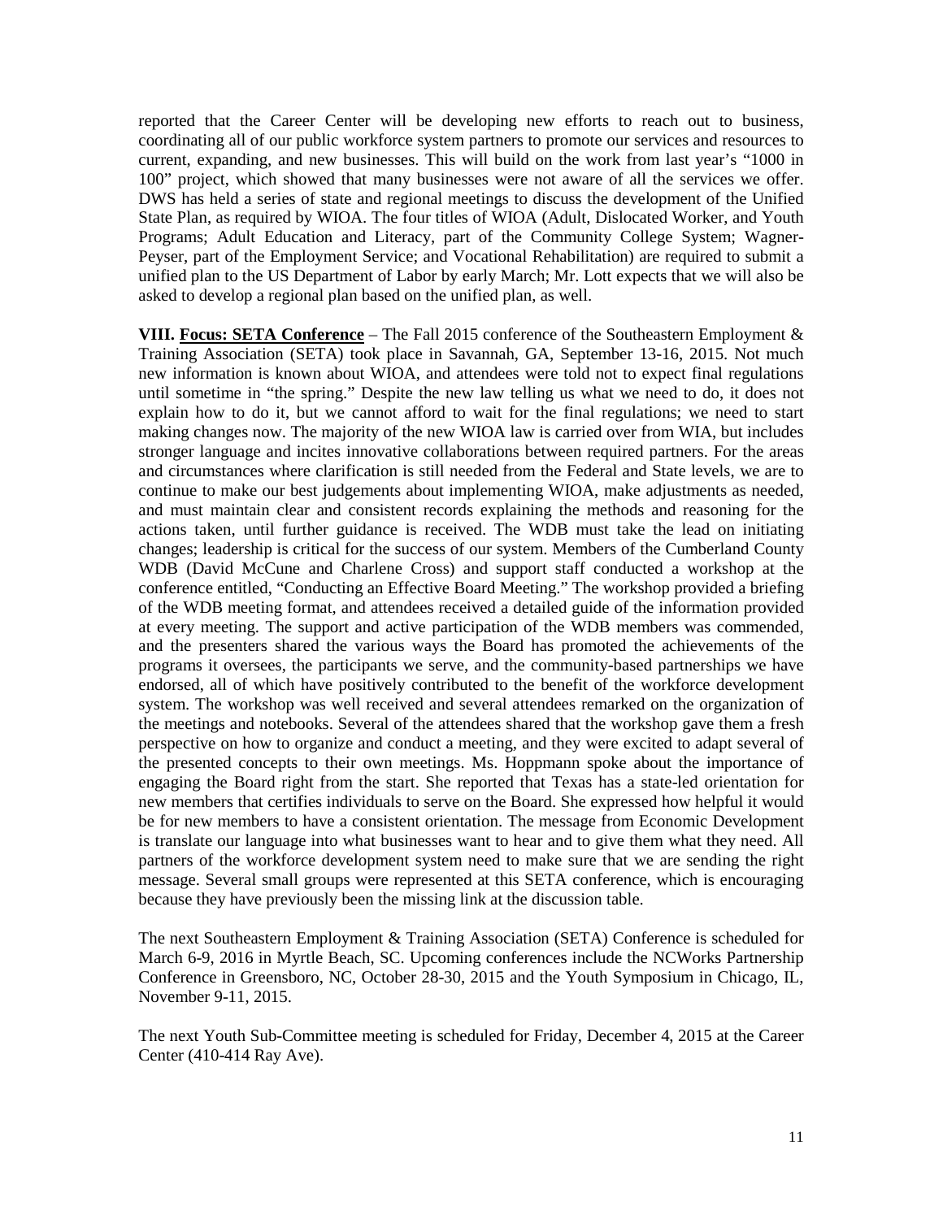reported that the Career Center will be developing new efforts to reach out to business, coordinating all of our public workforce system partners to promote our services and resources to current, expanding, and new businesses. This will build on the work from last year's "1000 in 100" project, which showed that many businesses were not aware of all the services we offer. DWS has held a series of state and regional meetings to discuss the development of the Unified State Plan, as required by WIOA. The four titles of WIOA (Adult, Dislocated Worker, and Youth Programs; Adult Education and Literacy, part of the Community College System; Wagner-Peyser, part of the Employment Service; and Vocational Rehabilitation) are required to submit a unified plan to the US Department of Labor by early March; Mr. Lott expects that we will also be asked to develop a regional plan based on the unified plan, as well.

**VIII. <u>Focus: SETA Conference</u>** – The Fall 2015 conference of the Southeastern Employment & Training Association (SETA) took place in Savannah, GA, September 13-16, 2015. Not much new information is known about WIOA, and attendees were told not to expect final regulations until sometime in "the spring." Despite the new law telling us what we need to do, it does not explain how to do it, but we cannot afford to wait for the final regulations; we need to start making changes now. The majority of the new WIOA law is carried over from WIA, but includes stronger language and incites innovative collaborations between required partners. For the areas and circumstances where clarification is still needed from the Federal and State levels, we are to continue to make our best judgements about implementing WIOA, make adjustments as needed, and must maintain clear and consistent records explaining the methods and reasoning for the actions taken, until further guidance is received. The WDB must take the lead on initiating changes; leadership is critical for the success of our system. Members of the Cumberland County WDB (David McCune and Charlene Cross) and support staff conducted a workshop at the conference entitled, "Conducting an Effective Board Meeting." The workshop provided a briefing of the WDB meeting format, and attendees received a detailed guide of the information provided at every meeting. The support and active participation of the WDB members was commended, and the presenters shared the various ways the Board has promoted the achievements of the programs it oversees, the participants we serve, and the community-based partnerships we have endorsed, all of which have positively contributed to the benefit of the workforce development system. The workshop was well received and several attendees remarked on the organization of the meetings and notebooks. Several of the attendees shared that the workshop gave them a fresh perspective on how to organize and conduct a meeting, and they were excited to adapt several of the presented concepts to their own meetings. Ms. Hoppmann spoke about the importance of engaging the Board right from the start. She reported that Texas has a state-led orientation for new members that certifies individuals to serve on the Board. She expressed how helpful it would be for new members to have a consistent orientation. The message from Economic Development is translate our language into what businesses want to hear and to give them what they need. All partners of the workforce development system need to make sure that we are sending the right message. Several small groups were represented at this SETA conference, which is encouraging because they have previously been the missing link at the discussion table.

The next Southeastern Employment & Training Association (SETA) Conference is scheduled for March 6-9, 2016 in Myrtle Beach, SC. Upcoming conferences include the NCWorks Partnership Conference in Greensboro, NC, October 28-30, 2015 and the Youth Symposium in Chicago, IL, November 9-11, 2015.

The next Youth Sub-Committee meeting is scheduled for Friday, December 4, 2015 at the Career Center (410-414 Ray Ave).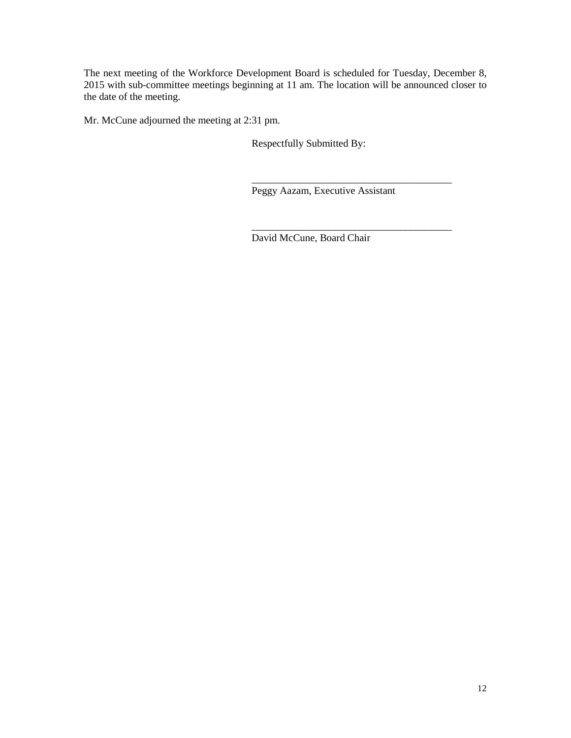The next meeting of the Workforce Development Board is scheduled for Tuesday, December 8, 2015 with sub-committee meetings beginning at 11 am. The location will be announced closer to the date of the meeting.

Mr. McCune adjourned the meeting at 2:31 pm.

Respectfully Submitted By:

________________________________________
Peggy Aazam, Executive Assistant

________________________________________
David McCune, Board Chair